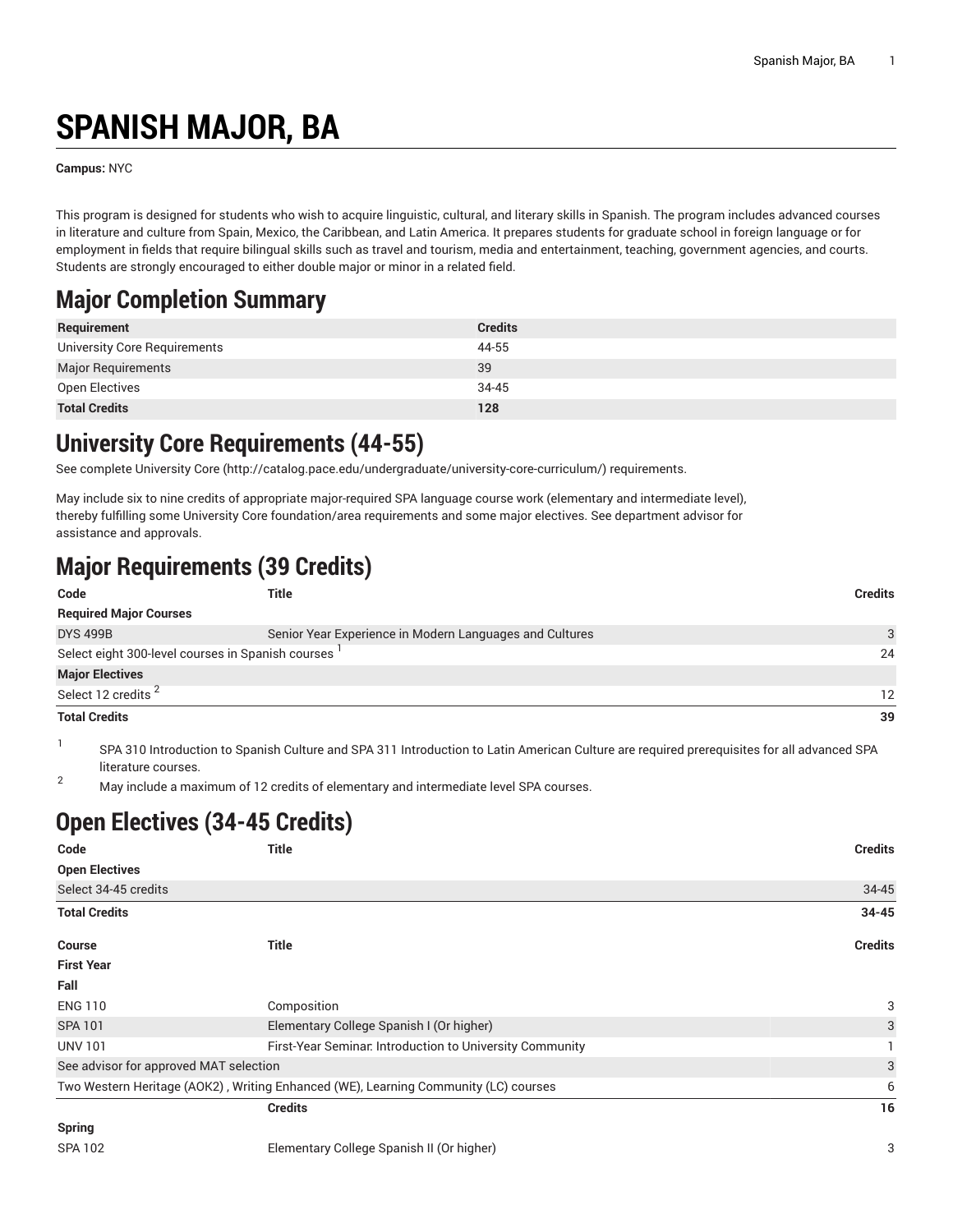# SPANISH MAJOR, BA

**Campus:** NYC

This program is designed for students who wish to acquire linguistic, cultural, and literary skills in Spanish. The program includes advanced courses in literature and culture from Spain, Mexico, the Caribbean, and Latin America. It prepares students for graduate school in foreign language or for employment in fields that require bilingual skills such as travel and tourism, media and entertainment, teaching, government agencies, and courts. Students are strongly encouraged to either double major or minor in a related field.

## Major Completion Summary

| Requirement | Credits |
|---|---|
| University Core Requirements | 44-55 |
| Major Requirements | 39 |
| Open Electives | 34-45 |
| **Total Credits** | **128** |

## University Core Requirements (44-55)

See complete University Core (http://catalog.pace.edu/undergraduate/university-core-curriculum/) requirements.

May include six to nine credits of appropriate major-required SPA language course work (elementary and intermediate level), thereby fulfilling some University Core foundation/area requirements and some major electives. See department advisor for assistance and approvals.

## Major Requirements (39 Credits)

| Code | Title | Credits |
|---|---|---|
| **Required Major Courses** | | |
| DYS 499B | Senior Year Experience in Modern Languages and Cultures | 3 |
| Select eight 300-level courses in Spanish courses [1] | | 24 |
| **Major Electives** | | |
| Select 12 credits [2] | | 12 |
| **Total Credits** | | **39** |

1. SPA 310 Introduction to Spanish Culture and SPA 311 Introduction to Latin American Culture are required prerequisites for all advanced SPA literature courses.
2. May include a maximum of 12 credits of elementary and intermediate level SPA courses.

## Open Electives (34-45 Credits)

| Code | Title | Credits |
|---|---|---|
| **Open Electives** | | |
| Select 34-45 credits | | 34-45 |
| **Total Credits** | | **34-45** |

| Course | Title | Credits |
|---|---|---|
| **First Year** | | |
| **Fall** | | |
| ENG 110 | Composition | 3 |
| SPA 101 | Elementary College Spanish I (Or higher) | 3 |
| UNV 101 | First-Year Seminar. Introduction to University Community | 1 |
| See advisor for approved MAT selection | | 3 |
| Two Western Heritage (AOK2) , Writing Enhanced (WE), Learning Community (LC) courses | | 6 |
| | **Credits** | **16** |
| **Spring** | | |
| SPA 102 | Elementary College Spanish II (Or higher) | 3 |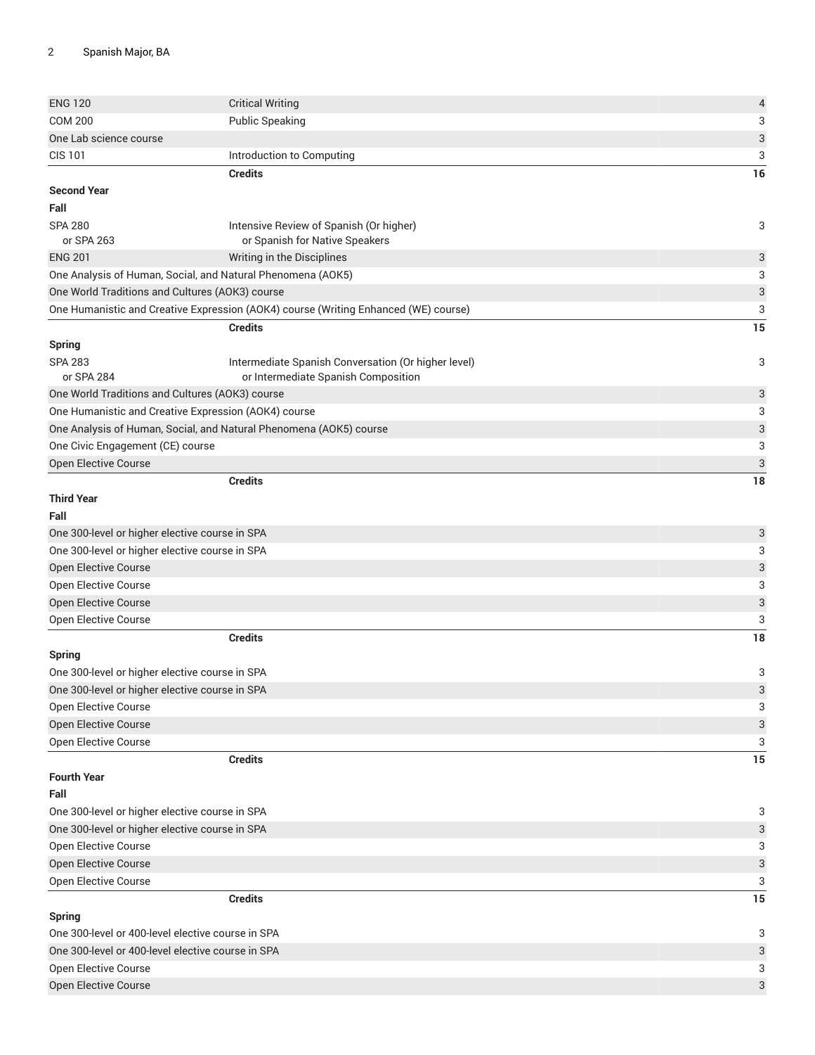| | | |
|---|---|---|
| ENG 120 | Critical Writing | 4 |
| COM 200 | Public Speaking | 3 |
| One Lab science course | | 3 |
| CIS 101 | Introduction to Computing | 3 |
| | **Credits** | **16** |
| **Second Year** | | |
| **Fall** | | |
| SPA 280<br>or SPA 263 | Intensive Review of Spanish (Or higher)<br>or Spanish for Native Speakers | 3 |
| ENG 201 | Writing in the Disciplines | 3 |
| One Analysis of Human, Social, and Natural Phenomena (AOK5) | | 3 |
| One World Traditions and Cultures (AOK3) course | | 3 |
| One Humanistic and Creative Expression (AOK4) course (Writing Enhanced (WE) course) | | 3 |
| | **Credits** | **15** |
| **Spring** | | |
| SPA 283<br>or SPA 284 | Intermediate Spanish Conversation (Or higher level)<br>or Intermediate Spanish Composition | 3 |
| One World Traditions and Cultures (AOK3) course | | 3 |
| One Humanistic and Creative Expression (AOK4) course | | 3 |
| One Analysis of Human, Social, and Natural Phenomena (AOK5) course | | 3 |
| One Civic Engagement (CE) course | | 3 |
| Open Elective Course | | 3 |
| | **Credits** | **18** |
| **Third Year** | | |
| **Fall** | | |
| One 300-level or higher elective course in SPA | | 3 |
| One 300-level or higher elective course in SPA | | 3 |
| Open Elective Course | | 3 |
| Open Elective Course | | 3 |
| Open Elective Course | | 3 |
| Open Elective Course | | 3 |
| | **Credits** | **18** |
| **Spring** | | |
| One 300-level or higher elective course in SPA | | 3 |
| One 300-level or higher elective course in SPA | | 3 |
| Open Elective Course | | 3 |
| Open Elective Course | | 3 |
| Open Elective Course | | 3 |
| | **Credits** | **15** |
| **Fourth Year** | | |
| **Fall** | | |
| One 300-level or higher elective course in SPA | | 3 |
| One 300-level or higher elective course in SPA | | 3 |
| Open Elective Course | | 3 |
| Open Elective Course | | 3 |
| Open Elective Course | | 3 |
| | **Credits** | **15** |
| **Spring** | | |
| One 300-level or 400-level elective course in SPA | | 3 |
| One 300-level or 400-level elective course in SPA | | 3 |
| Open Elective Course | | 3 |
| Open Elective Course | | 3 |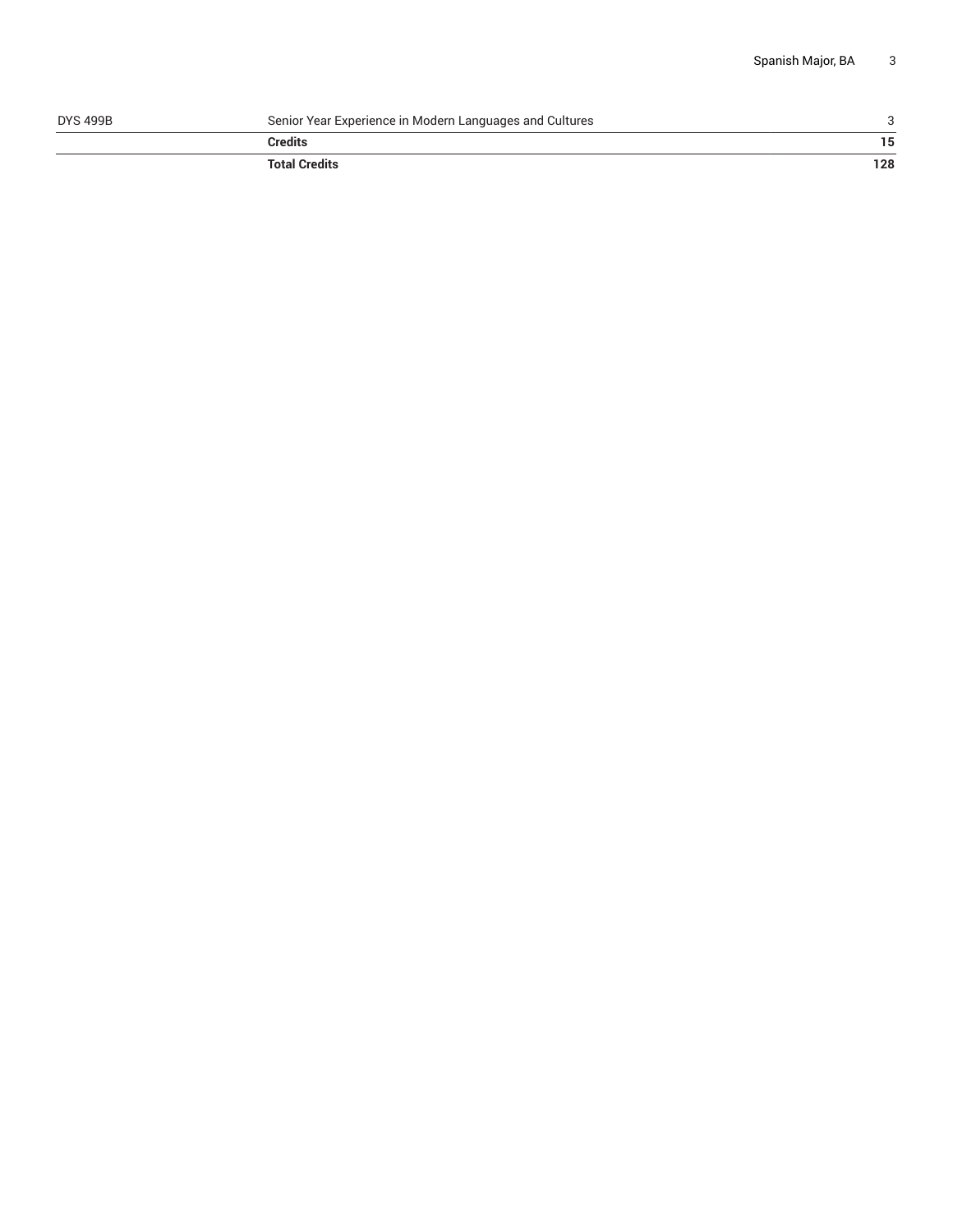| | | |
|---|---|---|
| DYS 499B | Senior Year Experience in Modern Languages and Cultures | 3 |
| | **Credits** | **15** |
| | **Total Credits** | **128** |